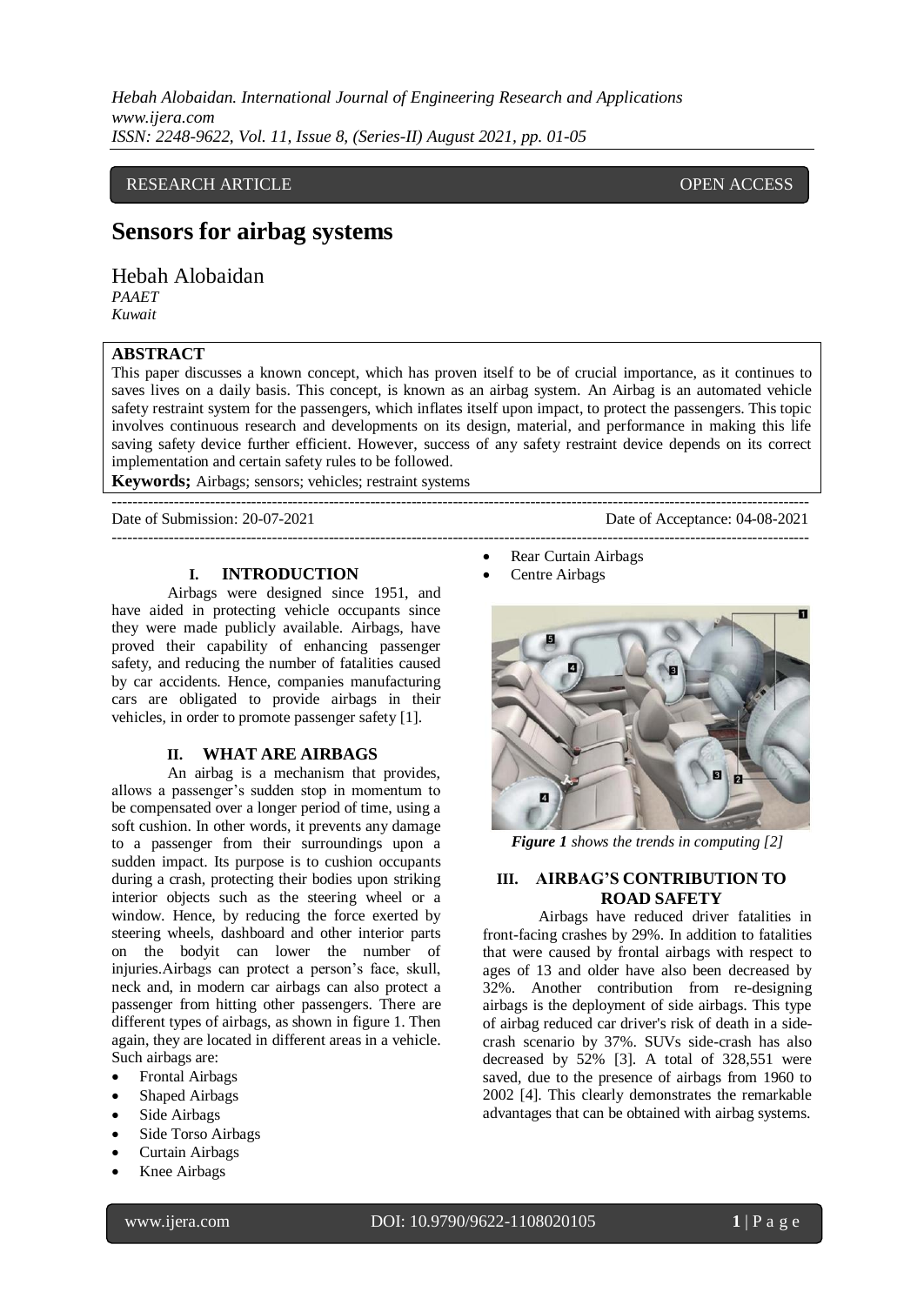RESEARCH ARTICLE OPEN ACCESS

# Sensors for airbag systems

Hebah Alobaidan
*PAAET*
*Kuwait*

## ABSTRACT

This paper discusses a known concept, which has proven itself to be of crucial importance, as it continues to saves lives on a daily basis. This concept, is known as an airbag system. An Airbag is an automated vehicle safety restraint system for the passengers, which inflates itself upon impact, to protect the passengers. This topic involves continuous research and developments on its design, material, and performance in making this life saving safety device further efficient. However, success of any safety restraint device depends on its correct implementation and certain safety rules to be followed.

**Keywords;** Airbags; sensors; vehicles; restraint systems

---

Date of Submission: 20-07-2021 Date of Acceptance: 04-08-2021

---

## I. INTRODUCTION

Airbags were designed since 1951, and have aided in protecting vehicle occupants since they were made publicly available. Airbags, have proved their capability of enhancing passenger safety, and reducing the number of fatalities caused by car accidents. Hence, companies manufacturing cars are obligated to provide airbags in their vehicles, in order to promote passenger safety [1].

## II. WHAT ARE AIRBAGS

An airbag is a mechanism that provides, allows a passenger's sudden stop in momentum to be compensated over a longer period of time, using a soft cushion. In other words, it prevents any damage to a passenger from their surroundings upon a sudden impact. Its purpose is to cushion occupants during a crash, protecting their bodies upon striking interior objects such as the steering wheel or a window. Hence, by reducing the force exerted by steering wheels, dashboard and other interior parts on the bodyit can lower the number of injuries.Airbags can protect a person's face, skull, neck and, in modern car airbags can also protect a passenger from hitting other passengers. There are different types of airbags, as shown in figure 1. Then again, they are located in different areas in a vehicle. Such airbags are:

- Frontal Airbags
- Shaped Airbags
- Side Airbags
- Side Torso Airbags
- Curtain Airbags
- Knee Airbags
- Rear Curtain Airbags
- Centre Airbags

***Figure 1** shows the trends in computing [2]*

## III. AIRBAG'S CONTRIBUTION TO ROAD SAFETY

Airbags have reduced driver fatalities in front-facing crashes by 29%. In addition to fatalities that were caused by frontal airbags with respect to ages of 13 and older have also been decreased by 32%. Another contribution from re-designing airbags is the deployment of side airbags. This type of airbag reduced car driver's risk of death in a side-crash scenario by 37%. SUVs side-crash has also decreased by 52% [3]. A total of 328,551 were saved, due to the presence of airbags from 1960 to 2002 [4]. This clearly demonstrates the remarkable advantages that can be obtained with airbag systems.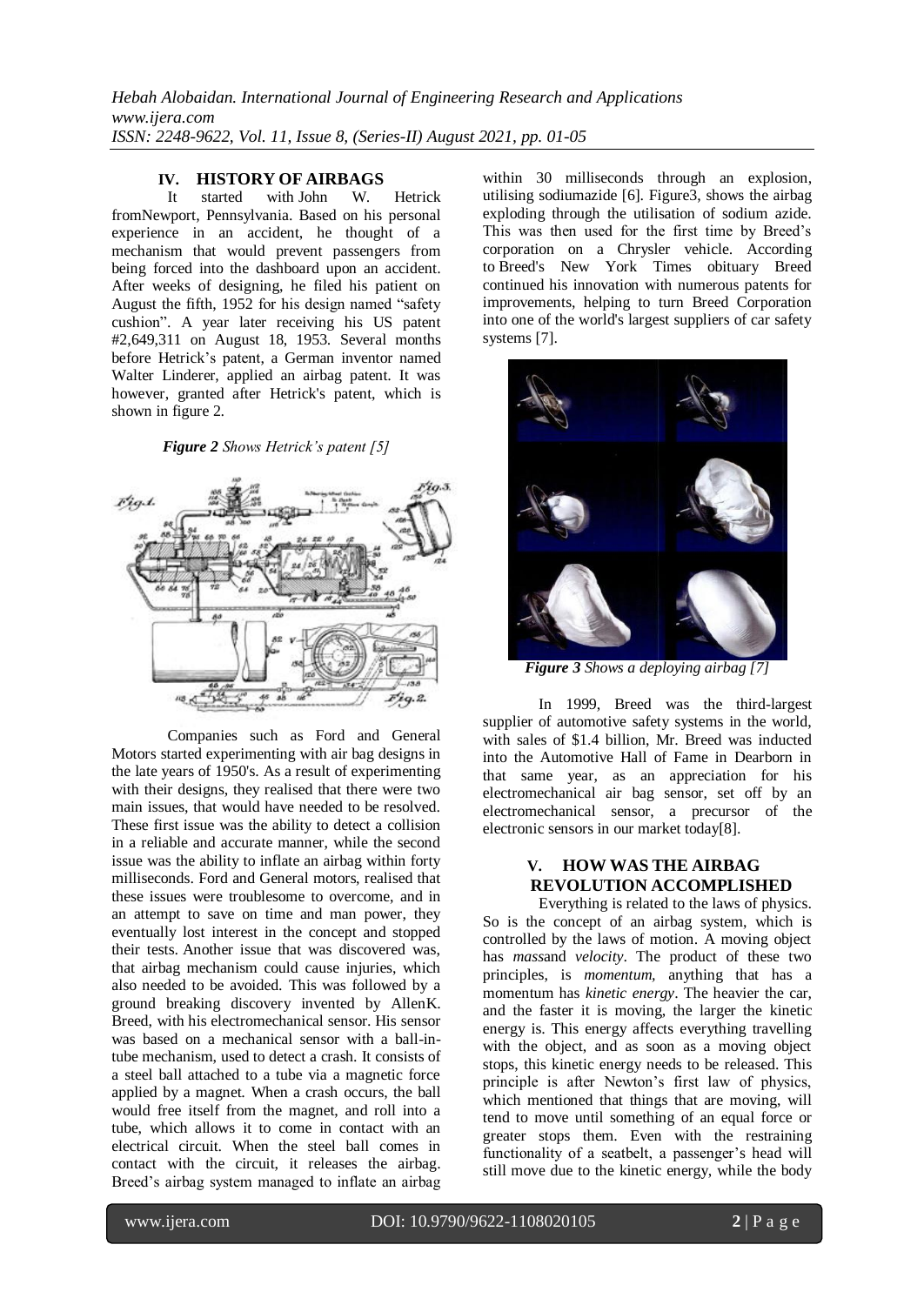## IV. HISTORY OF AIRBAGS

It started with John W. Hetrick fromNewport, Pennsylvania. Based on his personal experience in an accident, he thought of a mechanism that would prevent passengers from being forced into the dashboard upon an accident. After weeks of designing, he filed his patient on August the fifth, 1952 for his design named "safety cushion". A year later receiving his US patent #2,649,311 on August 18, 1953. Several months before Hetrick's patent, a German inventor named Walter Linderer, applied an airbag patent. It was however, granted after Hetrick's patent, which is shown in figure 2.

***Figure 2*** *Shows Hetrick's patent [5]*

Companies such as Ford and General Motors started experimenting with air bag designs in the late years of 1950's. As a result of experimenting with their designs, they realised that there were two main issues, that would have needed to be resolved. These first issue was the ability to detect a collision in a reliable and accurate manner, while the second issue was the ability to inflate an airbag within forty milliseconds. Ford and General motors, realised that these issues were troublesome to overcome, and in an attempt to save on time and man power, they eventually lost interest in the concept and stopped their tests. Another issue that was discovered was, that airbag mechanism could cause injuries, which also needed to be avoided. This was followed by a ground breaking discovery invented by AllenK. Breed, with his electromechanical sensor. His sensor was based on a mechanical sensor with a ball-in-tube mechanism, used to detect a crash. It consists of a steel ball attached to a tube via a magnetic force applied by a magnet. When a crash occurs, the ball would free itself from the magnet, and roll into a tube, which allows it to come in contact with an electrical circuit. When the steel ball comes in contact with the circuit, it releases the airbag. Breed's airbag system managed to inflate an airbag within 30 milliseconds through an explosion, utilising sodiumazide [6]. Figure3, shows the airbag exploding through the utilisation of sodium azide. This was then used for the first time by Breed's corporation on a Chrysler vehicle. According to Breed's New York Times obituary Breed continued his innovation with numerous patents for improvements, helping to turn Breed Corporation into one of the world's largest suppliers of car safety systems [7].

***Figure 3*** *Shows a deploying airbag [7]*

In 1999, Breed was the third-largest supplier of automotive safety systems in the world, with sales of $1.4 billion, Mr. Breed was inducted into the Automotive Hall of Fame in Dearborn in that same year, as an appreciation for his electromechanical air bag sensor, set off by an electromechanical sensor, a precursor of the electronic sensors in our market today[8].

## V. HOW WAS THE AIRBAG REVOLUTION ACCOMPLISHED

Everything is related to the laws of physics. So is the concept of an airbag system, which is controlled by the laws of motion. A moving object has *mass*and *velocity*. The product of these two principles, is *momentum,* anything that has a momentum has *kinetic energy*. The heavier the car, and the faster it is moving, the larger the kinetic energy is. This energy affects everything travelling with the object, and as soon as a moving object stops, this kinetic energy needs to be released. This principle is after Newton's first law of physics, which mentioned that things that are moving, will tend to move until something of an equal force or greater stops them. Even with the restraining functionality of a seatbelt, a passenger's head will still move due to the kinetic energy, while the body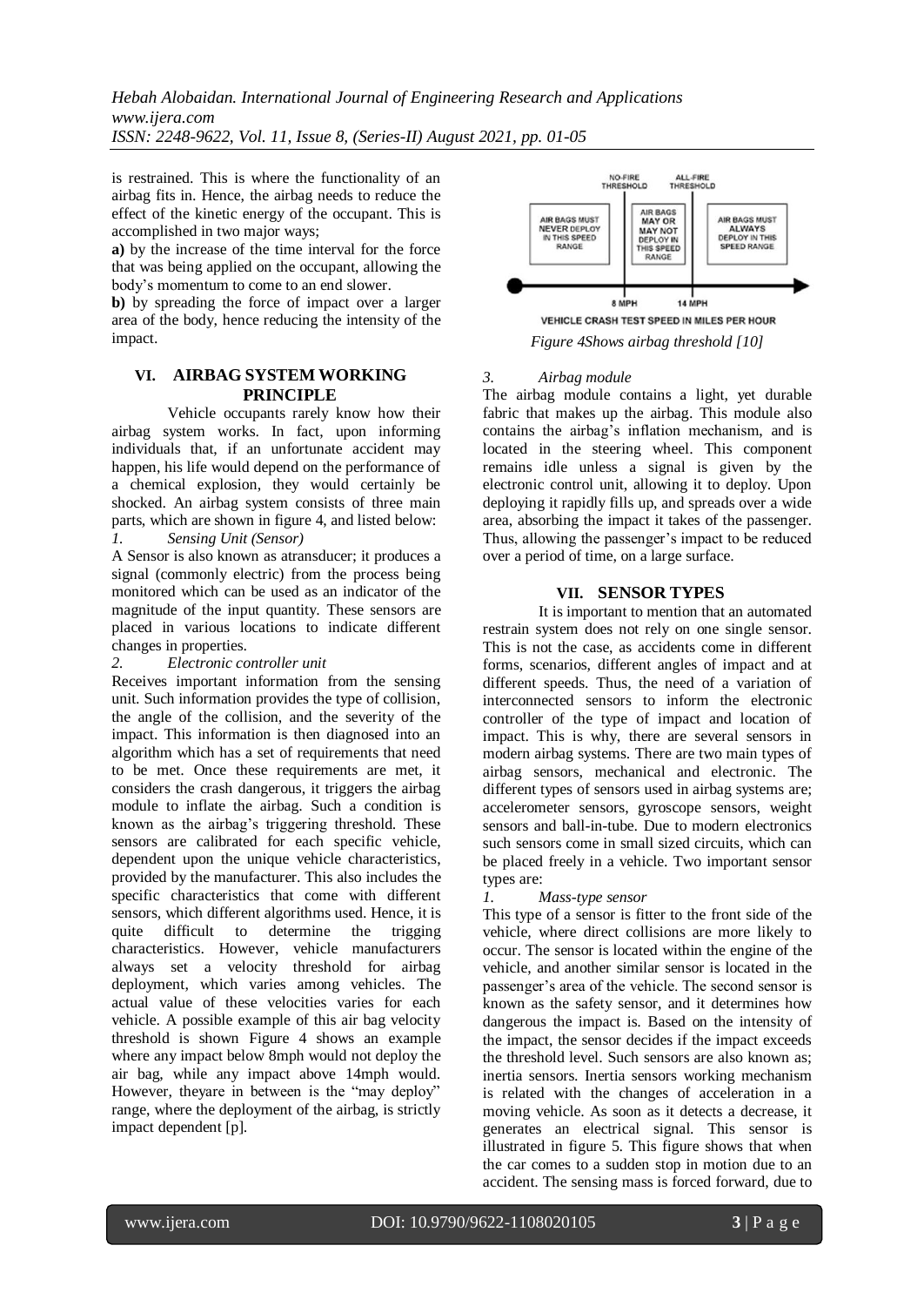is restrained. This is where the functionality of an airbag fits in. Hence, the airbag needs to reduce the effect of the kinetic energy of the occupant. This is accomplished in two major ways;

**a)** by the increase of the time interval for the force that was being applied on the occupant, allowing the body's momentum to come to an end slower.

**b)** by spreading the force of impact over a larger area of the body, hence reducing the intensity of the impact.

## VI. AIRBAG SYSTEM WORKING PRINCIPLE

Vehicle occupants rarely know how their airbag system works. In fact, upon informing individuals that, if an unfortunate accident may happen, his life would depend on the performance of a chemical explosion, they would certainly be shocked. An airbag system consists of three main parts, which are shown in figure 4, and listed below:

*1. Sensing Unit (Sensor)*

A Sensor is also known as atransducer; it produces a signal (commonly electric) from the process being monitored which can be used as an indicator of the magnitude of the input quantity. These sensors are placed in various locations to indicate different changes in properties.

*2. Electronic controller unit*

Receives important information from the sensing unit. Such information provides the type of collision, the angle of the collision, and the severity of the impact. This information is then diagnosed into an algorithm which has a set of requirements that need to be met. Once these requirements are met, it considers the crash dangerous, it triggers the airbag module to inflate the airbag. Such a condition is known as the airbag's triggering threshold. These sensors are calibrated for each specific vehicle, dependent upon the unique vehicle characteristics, provided by the manufacturer. This also includes the specific characteristics that come with different sensors, which different algorithms used. Hence, it is quite difficult to determine the trigging characteristics. However, vehicle manufacturers always set a velocity threshold for airbag deployment, which varies among vehicles. The actual value of these velocities varies for each vehicle. A possible example of this air bag velocity threshold is shown Figure 4 shows an example where any impact below 8mph would not deploy the air bag, while any impact above 14mph would. However, theyare in between is the "may deploy" range, where the deployment of the airbag, is strictly impact dependent [p].

NO-FIRE THRESHOLD | ALL-FIRE THRESHOLD

AIR BAGS MUST NEVER DEPLOY IN THIS SPEED RANGE | AIR BAGS MAY OR MAY NOT DEPLOY IN THIS SPEED RANGE | AIR BAGS MUST ALWAYS DEPLOY IN THIS SPEED RANGE

8 MPH | 14 MPH

VEHICLE CRASH TEST SPEED IN MILES PER HOUR

*Figure 4Shows airbag threshold [10]*

*3. Airbag module*

The airbag module contains a light, yet durable fabric that makes up the airbag. This module also contains the airbag's inflation mechanism, and is located in the steering wheel. This component remains idle unless a signal is given by the electronic control unit, allowing it to deploy. Upon deploying it rapidly fills up, and spreads over a wide area, absorbing the impact it takes of the passenger. Thus, allowing the passenger's impact to be reduced over a period of time, on a large surface.

## VII. SENSOR TYPES

It is important to mention that an automated restrain system does not rely on one single sensor. This is not the case, as accidents come in different forms, scenarios, different angles of impact and at different speeds. Thus, the need of a variation of interconnected sensors to inform the electronic controller of the type of impact and location of impact. This is why, there are several sensors in modern airbag systems. There are two main types of airbag sensors, mechanical and electronic. The different types of sensors used in airbag systems are; accelerometer sensors, gyroscope sensors, weight sensors and ball-in-tube. Due to modern electronics such sensors come in small sized circuits, which can be placed freely in a vehicle. Two important sensor types are:

*1. Mass-type sensor*

This type of a sensor is fitter to the front side of the vehicle, where direct collisions are more likely to occur. The sensor is located within the engine of the vehicle, and another similar sensor is located in the passenger's area of the vehicle. The second sensor is known as the safety sensor, and it determines how dangerous the impact is. Based on the intensity of the impact, the sensor decides if the impact exceeds the threshold level. Such sensors are also known as; inertia sensors. Inertia sensors working mechanism is related with the changes of acceleration in a moving vehicle. As soon as it detects a decrease, it generates an electrical signal. This sensor is illustrated in figure 5. This figure shows that when the car comes to a sudden stop in motion due to an accident. The sensing mass is forced forward, due to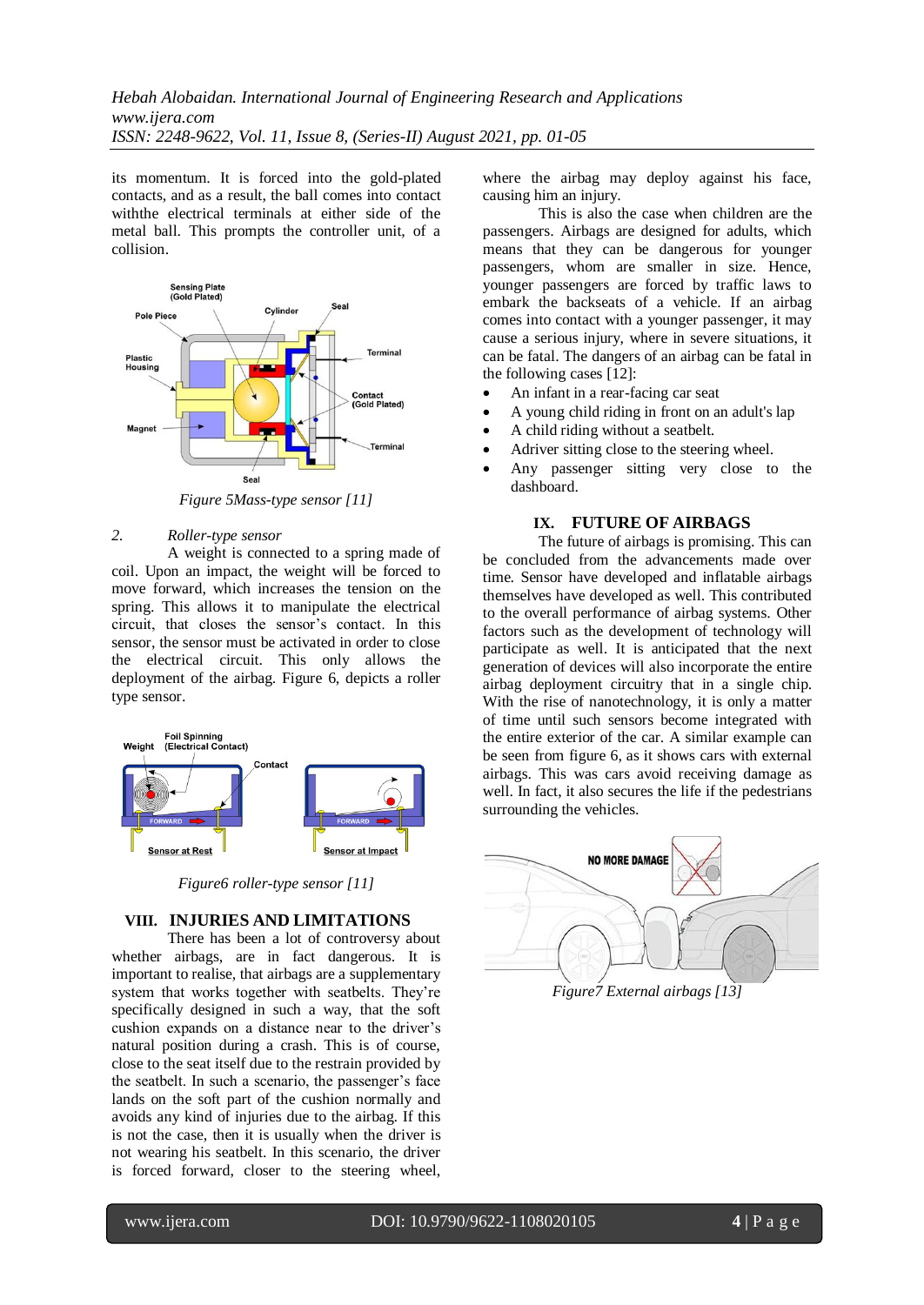its momentum. It is forced into the gold-plated contacts, and as a result, the ball comes into contact withthe electrical terminals at either side of the metal ball. This prompts the controller unit, of a collision.

*Figure 5Mass-type sensor [11]*

*2. Roller-type sensor*

A weight is connected to a spring made of coil. Upon an impact, the weight will be forced to move forward, which increases the tension on the spring. This allows it to manipulate the electrical circuit, that closes the sensor's contact. In this sensor, the sensor must be activated in order to close the electrical circuit. This only allows the deployment of the airbag. Figure 6, depicts a roller type sensor.

*Figure6 roller-type sensor [11]*

## VIII. INJURIES AND LIMITATIONS

There has been a lot of controversy about whether airbags, are in fact dangerous. It is important to realise, that airbags are a supplementary system that works together with seatbelts. They're specifically designed in such a way, that the soft cushion expands on a distance near to the driver's natural position during a crash. This is of course, close to the seat itself due to the restrain provided by the seatbelt. In such a scenario, the passenger's face lands on the soft part of the cushion normally and avoids any kind of injuries due to the airbag. If this is not the case, then it is usually when the driver is not wearing his seatbelt. In this scenario, the driver is forced forward, closer to the steering wheel, where the airbag may deploy against his face, causing him an injury.

This is also the case when children are the passengers. Airbags are designed for adults, which means that they can be dangerous for younger passengers, whom are smaller in size. Hence, younger passengers are forced by traffic laws to embark the backseats of a vehicle. If an airbag comes into contact with a younger passenger, it may cause a serious injury, where in severe situations, it can be fatal. The dangers of an airbag can be fatal in the following cases [12]:

- An infant in a rear-facing car seat
- A young child riding in front on an adult's lap
- A child riding without a seatbelt.
- Adriver sitting close to the steering wheel.
- Any passenger sitting very close to the dashboard.

## IX. FUTURE OF AIRBAGS

The future of airbags is promising. This can be concluded from the advancements made over time. Sensor have developed and inflatable airbags themselves have developed as well. This contributed to the overall performance of airbag systems. Other factors such as the development of technology will participate as well. It is anticipated that the next generation of devices will also incorporate the entire airbag deployment circuitry that in a single chip. With the rise of nanotechnology, it is only a matter of time until such sensors become integrated with the entire exterior of the car. A similar example can be seen from figure 6, as it shows cars with external airbags. This was cars avoid receiving damage as well. In fact, it also secures the life if the pedestrians surrounding the vehicles.

*Figure7 External airbags [13]*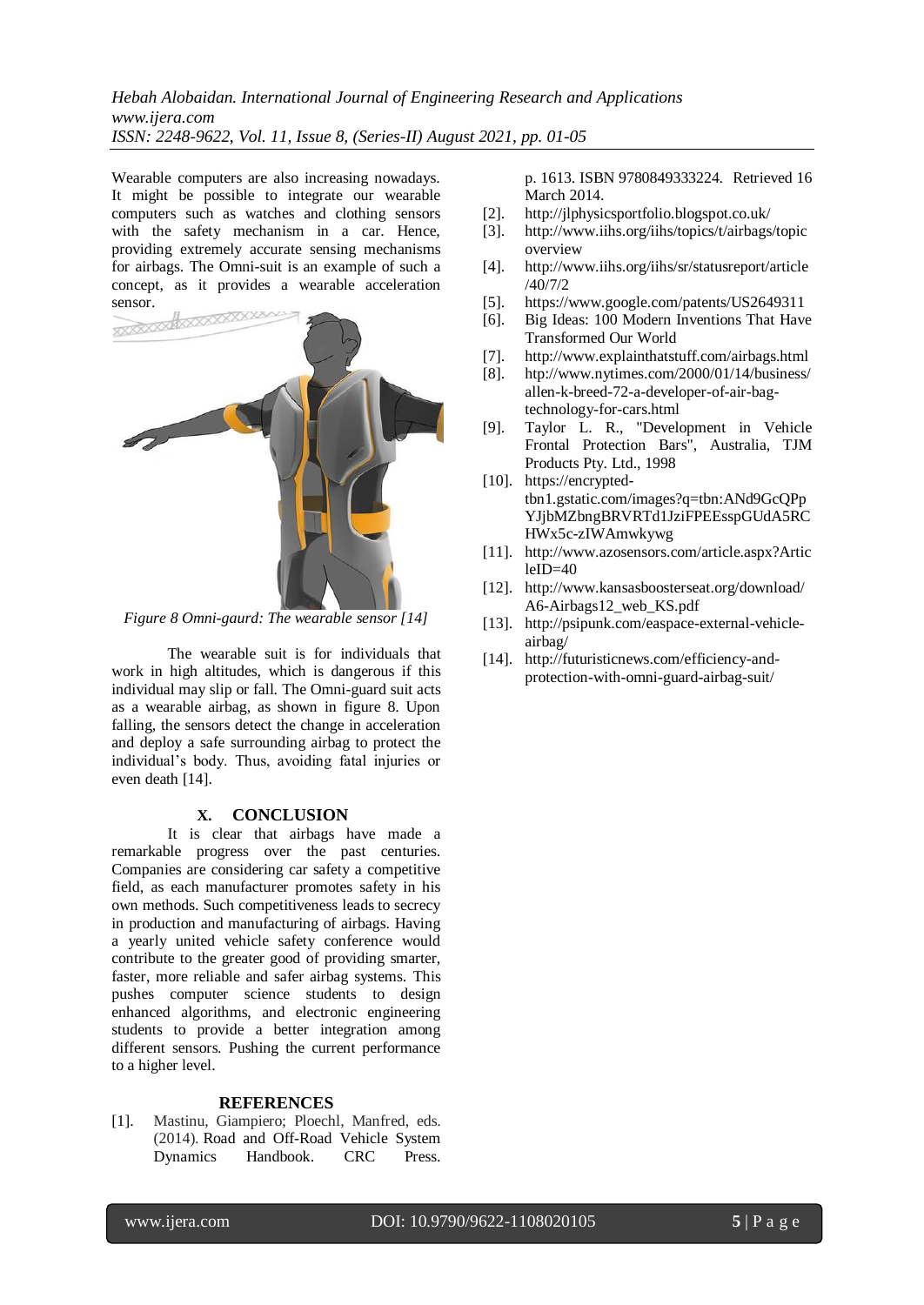Wearable computers are also increasing nowadays. It might be possible to integrate our wearable computers such as watches and clothing sensors with the safety mechanism in a car. Hence, providing extremely accurate sensing mechanisms for airbags. The Omni-suit is an example of such a concept, as it provides a wearable acceleration sensor.

*Figure 8 Omni-gaurd: The wearable sensor [14]*

The wearable suit is for individuals that work in high altitudes, which is dangerous if this individual may slip or fall. The Omni-guard suit acts as a wearable airbag, as shown in figure 8. Upon falling, the sensors detect the change in acceleration and deploy a safe surrounding airbag to protect the individual's body. Thus, avoiding fatal injuries or even death [14].

## X. CONCLUSION

It is clear that airbags have made a remarkable progress over the past centuries. Companies are considering car safety a competitive field, as each manufacturer promotes safety in his own methods. Such competitiveness leads to secrecy in production and manufacturing of airbags. Having a yearly united vehicle safety conference would contribute to the greater good of providing smarter, faster, more reliable and safer airbag systems. This pushes computer science students to design enhanced algorithms, and electronic engineering students to provide a better integration among different sensors. Pushing the current performance to a higher level.

## REFERENCES

[1]. Mastinu, Giampiero; Ploechl, Manfred, eds. (2014). Road and Off-Road Vehicle System Dynamics Handbook. CRC Press. p. 1613. ISBN 9780849333224. Retrieved 16 March 2014.

[2]. http://jlphysicsportfolio.blogspot.co.uk/

[3]. http://www.iihs.org/iihs/topics/t/airbags/topicoverview

[4]. http://www.iihs.org/iihs/sr/statusreport/article/40/7/2

[5]. https://www.google.com/patents/US2649311

[6]. Big Ideas: 100 Modern Inventions That Have Transformed Our World

[7]. http://www.explainthatstuff.com/airbags.html

[8]. htp://www.nytimes.com/2000/01/14/business/allen-k-breed-72-a-developer-of-air-bag-technology-for-cars.html

[9]. Taylor L. R., "Development in Vehicle Frontal Protection Bars", Australia, TJM Products Pty. Ltd., 1998

[10]. https://encrypted-tbn1.gstatic.com/images?q=tbn:ANd9GcQPpYJjbMZbngBRVRTd1JziFPEEsspGUdA5RCHWx5c-zIWAmwkywg

[11]. http://www.azosensors.com/article.aspx?ArticleID=40

[12]. http://www.kansasboosterseat.org/download/A6-Airbags12_web_KS.pdf

[13]. http://psipunk.com/easpace-external-vehicle-airbag/

[14]. http://futuristicnews.com/efficiency-and-protection-with-omni-guard-airbag-suit/